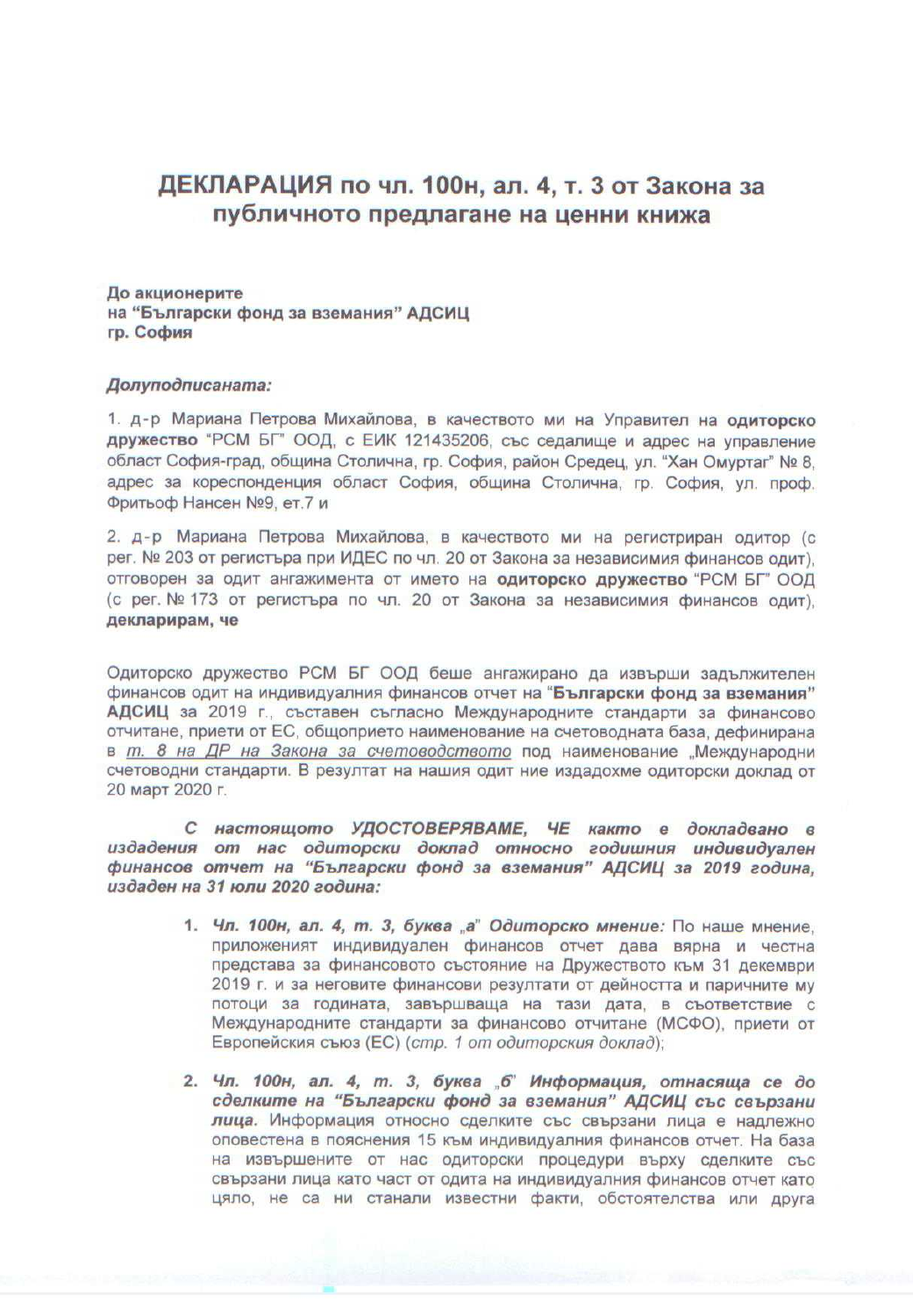# ДЕКЛАРАЦИЯ по чл. 100н, ал. 4, т. 3 от Закона за публичното предлагане на ценни книжа

**До акционерите**
**на "Български фонд за вземания" АДСИЦ**
**гр. София**

***Долуподписаната:***

1. д-р Мариана Петрова Михайлова, в качеството ми на Управител на **одиторско дружество** "РСМ БГ" ООД, с ЕИК 121435206, със седалище и адрес на управление област София-град, община Столична, гр. София, район Средец, ул. "Хан Омуртаг" № 8, адрес за кореспонденция област София, община Столична, гр. София, ул. проф. Фритьоф Нансен №9, ет.7 и

2. д-р Мариана Петрова Михайлова, в качеството ми на регистриран одитор (с рег. № 203 от регистъра при ИДЕС по чл. 20 от Закона за независимия финансов одит), отговорен за одит ангажимента от името на **одиторско дружество** "РСМ БГ" ООД (с рег. № 173 от регистъра по чл. 20 от Закона за независимия финансов одит), **декларирам, че**

Одиторско дружество РСМ БГ ООД беше ангажирано да извърши задължителен финансов одит на индивидуалния финансов отчет на "**Български фонд за вземания" АДСИЦ** за 2019 г., съставен съгласно Международните стандарти за финансово отчитане, приети от ЕС, общоприето наименование на счетоводната база, дефинирана в *т. 8 на ДР на Закона за счетоводството* под наименование „Международни счетоводни стандарти. В резултат на нашия одит ние издадохме одиторски доклад от 20 март 2020 г.

***С настоящото УДОСТОВЕРЯВАМЕ, ЧЕ както е докладвано в издадения от нас одиторски доклад относно годишния индивидуален финансов отчет на "Български фонд за вземания" АДСИЦ за 2019 година, издаден на 31 юли 2020 година:***

1. ***Чл. 100н, ал. 4, т. 3, буква „а" Одиторско мнение:*** По наше мнение, приложеният индивидуален финансов отчет дава вярна и честна представа за финансовото състояние на Дружеството към 31 декември 2019 г. и за неговите финансови резултати от дейността и паричните му потоци за годината, завършваща на тази дата, в съответствие с Международните стандарти за финансово отчитане (МСФО), приети от Европейския съюз (ЕС) (*стр. 1 от одиторския доклад*);

2. ***Чл. 100н, ал. 4, т. 3, буква „б" Информация, отнасяща се до сделките на "Български фонд за вземания" АДСИЦ със свързани лица.*** Информация относно сделките със свързани лица е надлежно оповестена в пояснения 15 към индивидуалния финансов отчет. На база на извършените от нас одиторски процедури върху сделките със свързани лица като част от одита на индивидуалния финансов отчет като цяло, не са ни станали известни факти, обстоятелства или друга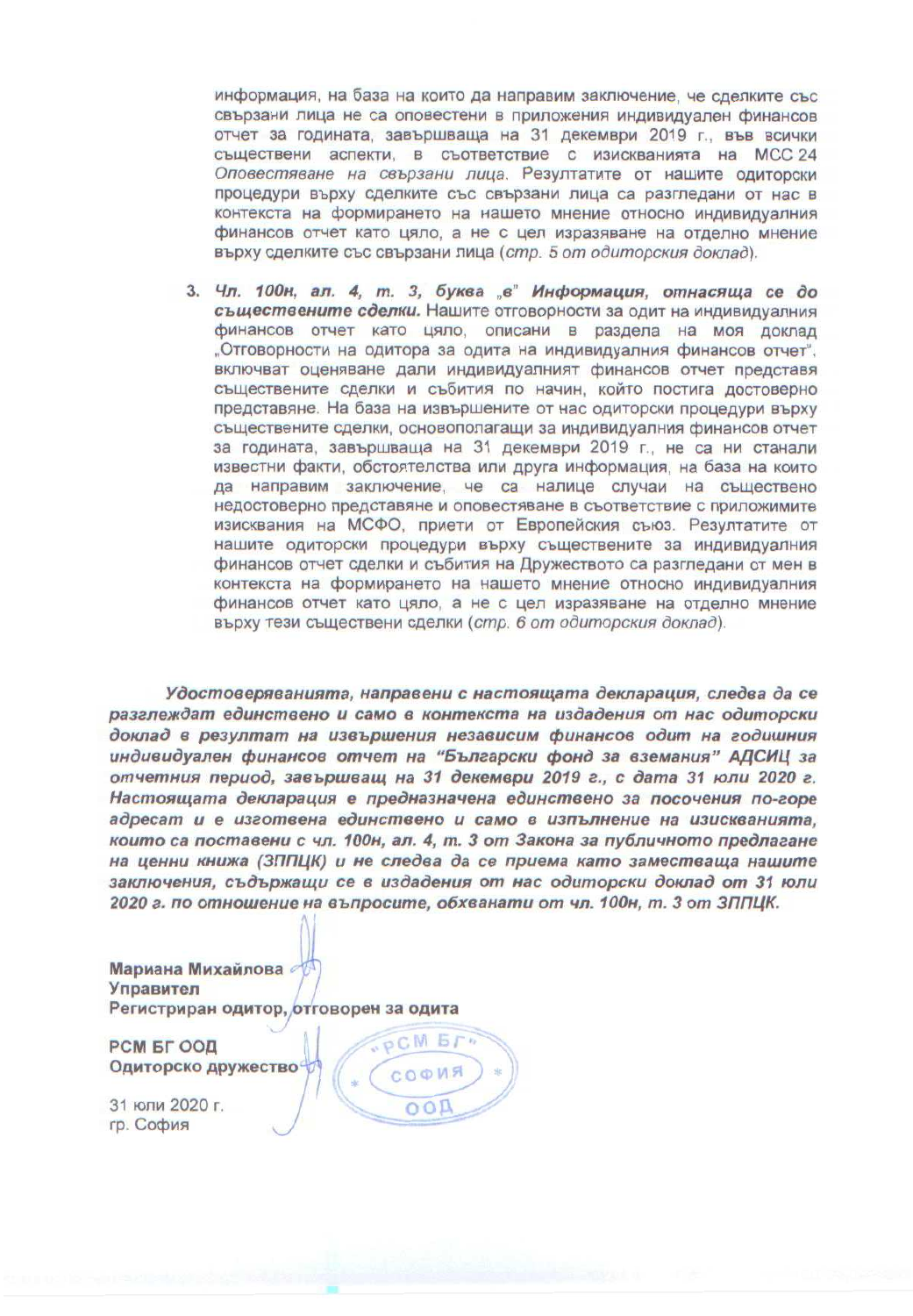информация, на база на които да направим заключение, че сделките със свързани лица не са оповестени в приложения индивидуален финансов отчет за годината, завършваща на 31 декември 2019 г., във всички съществени аспекти, в съответствие с изискванията на МСС 24 *Оповестяване на свързани лица*. Резултатите от нашите одиторски процедури върху сделките със свързани лица са разгледани от нас в контекста на формирането на нашето мнение относно индивидуалния финансов отчет като цяло, а не с цел изразяване на отделно мнение върху сделките със свързани лица (*стр. 5 от одиторския доклад*).

3. ***Чл. 100н, ал. 4, т. 3, буква „в" Информация, отнасяща се до съществените сделки.*** Нашите отговорности за одит на индивидуалния финансов отчет като цяло, описани в раздела на моя доклад „Отговорности на одитора за одита на индивидуалния финансов отчет", включват оценяване дали индивидуалният финансов отчет представя съществените сделки и събития по начин, който постига достоверно представяне. На база на извършените от нас одиторски процедури върху съществените сделки, основополагащи за индивидуалния финансов отчет за годината, завършваща на 31 декември 2019 г., не са ни станали известни факти, обстоятелства или друга информация, на база на които да направим заключение, че са налице случаи на съществено недостоверно представяне и оповестяване в съответствие с приложимите изисквания на МСФО, приети от Европейския съюз. Резултатите от нашите одиторски процедури върху съществените за индивидуалния финансов отчет сделки и събития на Дружеството са разгледани от мен в контекста на формирането на нашето мнение относно индивидуалния финансов отчет като цяло, а не с цел изразяване на отделно мнение върху тези съществени сделки (*стр. 6 от одиторския доклад*).

***Удостоверяванията, направени с настоящата декларация, следва да се разглеждат единствено и само в контекста на издадения от нас одиторски доклад в резултат на извършения независим финансов одит на годишния индивидуален финансов отчет на "Български фонд за вземания" АДСИЦ за отчетния период, завършващ на 31 декември 2019 г., с дата 31 юли 2020 г. Настоящата декларация е предназначена единствено за посочения по-горе адресат и е изготвена единствено и само в изпълнение на изискванията, които са поставени с чл. 100н, ал. 4, т. 3 от Закона за публичното предлагане на ценни книжа (ЗППЦК) и не следва да се приема като заместваща нашите заключения, съдържащи се в издадения от нас одиторски доклад от 31 юли 2020 г. по отношение на въпросите, обхванати от чл. 100н, т. 3 от ЗППЦК.***

**Мариана Михайлова**
**Управител**
**Регистриран одитор, отговорен за одита**

**РСМ БГ ООД**
**Одиторско дружество**

31 юли 2020 г.
гр. София

"РСМ БГ" СОФИЯ ООД